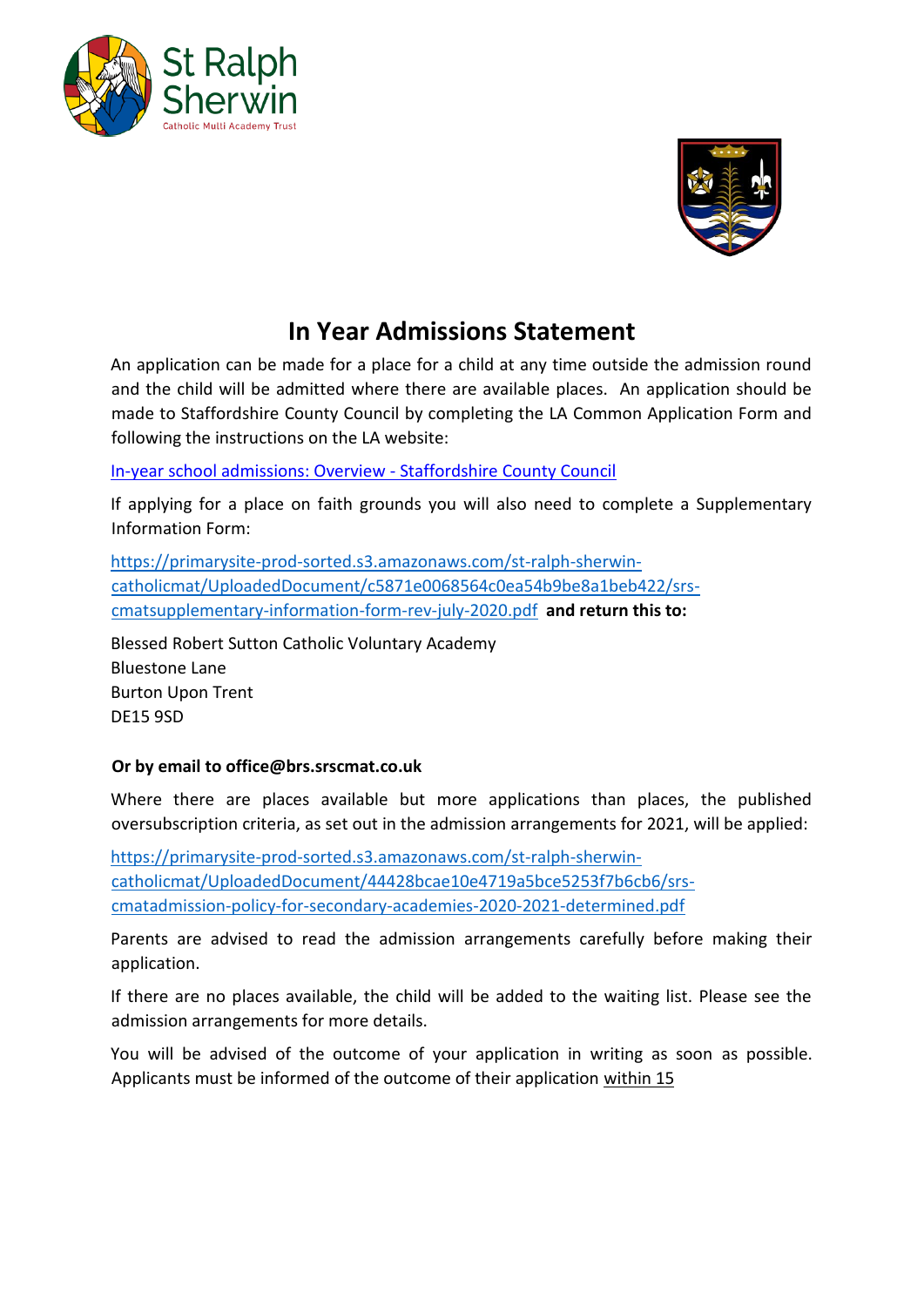# In Year Admissions Statement

An application can be made for a place for a child at any time outside the admission round and the child will be admitted where there are available places. An application should be made to Staffordshire County Council by completing the LA Common Application Form and following the instructions on the LA website:

[In-year school admissions: Overview - Staffordshire County Council]()

If applying for a place on faith grounds you will also need to complete a Supplementary Information Form:

https://primarysite-prod-sorted.s3.amazonaws.com/st-ralph-sherwin-catholicmat/UploadedDocument/c5871e0068564c0ea54b9be8a1beb422/srs-cmatsupplementary-information-form-rev-july-2020.pdf **and return this to:**

Blessed Robert Sutton Catholic Voluntary Academy
Bluestone Lane
Burton Upon Trent
DE15 9SD

**Or by email to office@brs.srscmat.co.uk**

Where there are places available but more applications than places, the published oversubscription criteria, as set out in the admission arrangements for 2021, will be applied:

https://primarysite-prod-sorted.s3.amazonaws.com/st-ralph-sherwin-catholicmat/UploadedDocument/44428bcae10e4719a5bce5253f7b6cb6/srs-cmatadmission-policy-for-secondary-academies-2020-2021-determined.pdf

Parents are advised to read the admission arrangements carefully before making their application.

If there are no places available, the child will be added to the waiting list. Please see the admission arrangements for more details.

You will be advised of the outcome of your application in writing as soon as possible. Applicants must be informed of the outcome of their application within 15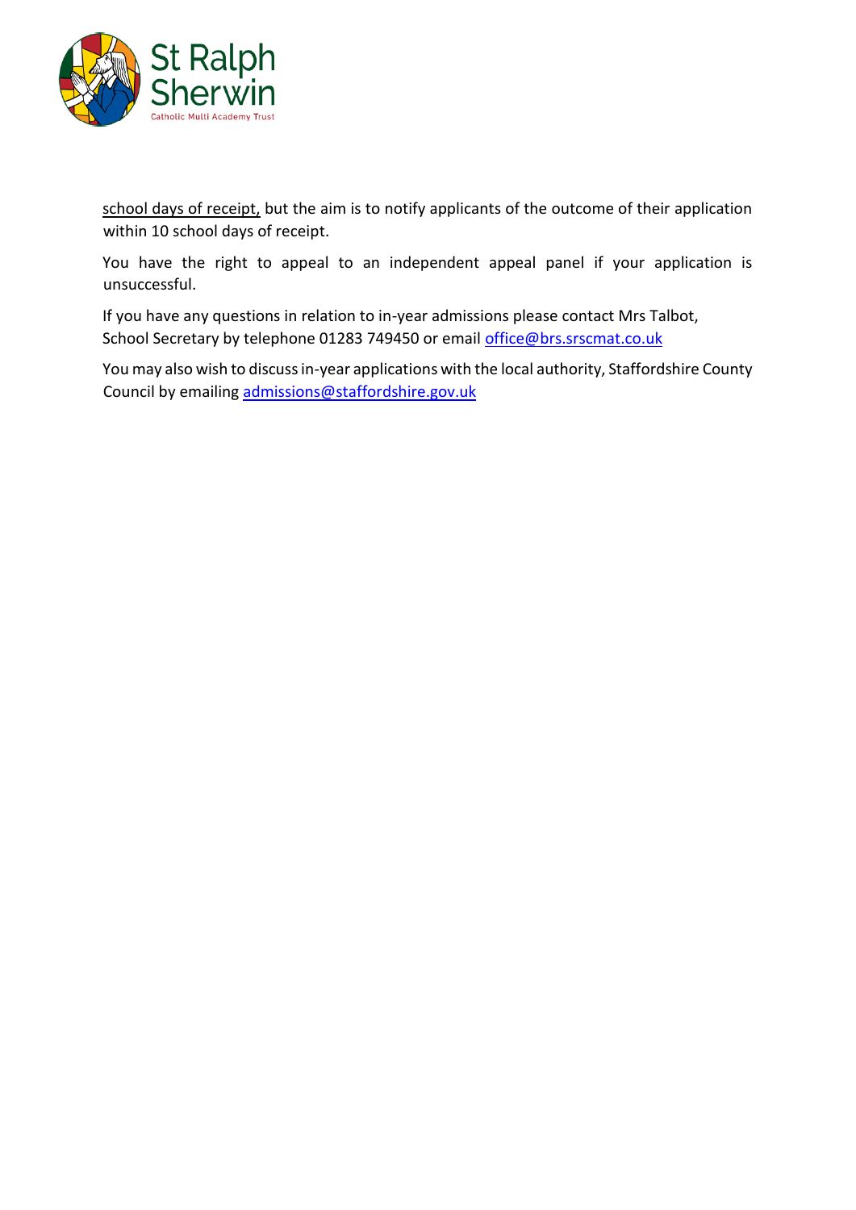school days of receipt, but the aim is to notify applicants of the outcome of their application within 10 school days of receipt.

You have the right to appeal to an independent appeal panel if your application is unsuccessful.

If you have any questions in relation to in-year admissions please contact Mrs Talbot, School Secretary by telephone 01283 749450 or email office@brs.srscmat.co.uk

You may also wish to discuss in-year applications with the local authority, Staffordshire County Council by emailing admissions@staffordshire.gov.uk